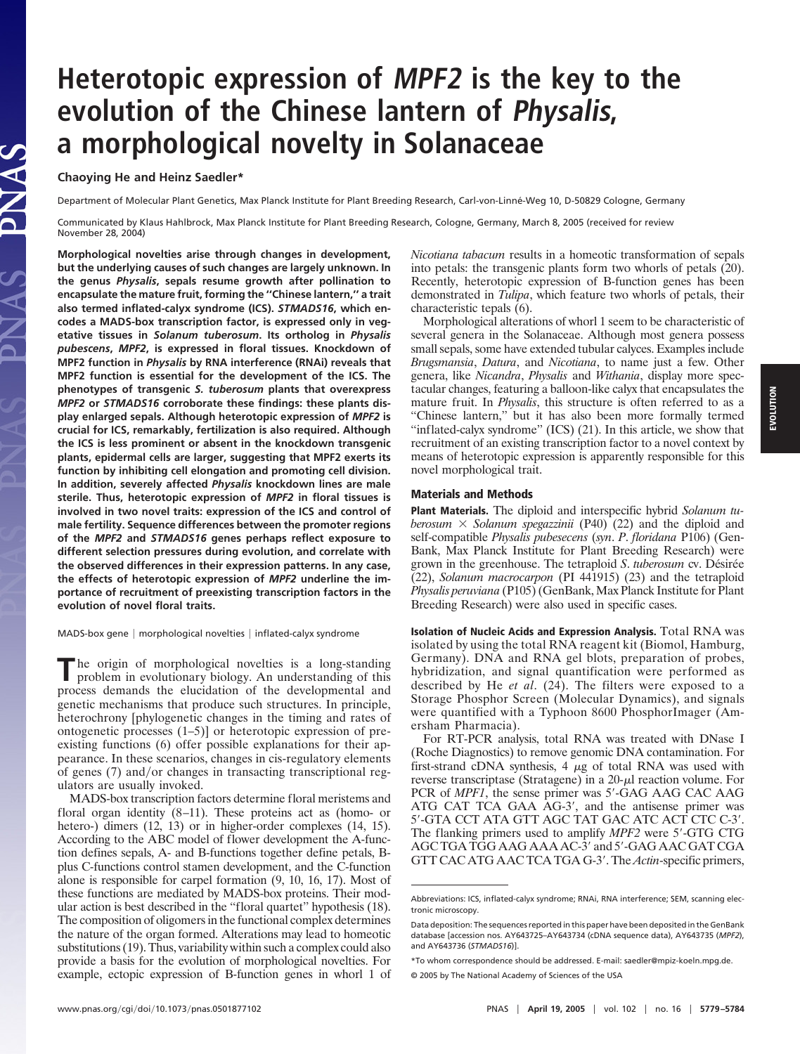# Heterotopic expression of *MPF2* is the key to the evolution of the Chinese lantern of *Physalis*, a morphological novelty in Solanaceae

**Chaoying He and Heinz Saedler***

Department of Molecular Plant Genetics, Max Planck Institute for Plant Breeding Research, Carl-von-Linné-Weg 10, D-50829 Cologne, Germany

Communicated by Klaus Hahlbrock, Max Planck Institute for Plant Breeding Research, Cologne, Germany, March 8, 2005 (received for review November 28, 2004)

**Morphological novelties arise through changes in development, but the underlying causes of such changes are largely unknown. In the genus *Physalis*, sepals resume growth after pollination to encapsulate the mature fruit, forming the "Chinese lantern," a trait also termed inflated-calyx syndrome (ICS). *STMADS16*, which encodes a MADS-box transcription factor, is expressed only in vegetative tissues in *Solanum tuberosum*. Its ortholog in *Physalis pubescens*, *MPF2*, is expressed in floral tissues. Knockdown of MPF2 function in *Physalis* by RNA interference (RNAi) reveals that MPF2 function is essential for the development of the ICS. The phenotypes of transgenic *S. tuberosum* plants that overexpress *MPF2* or *STMADS16* corroborate these findings: these plants display enlarged sepals. Although heterotopic expression of *MPF2* is crucial for ICS, remarkably, fertilization is also required. Although the ICS is less prominent or absent in the knockdown transgenic plants, epidermal cells are larger, suggesting that MPF2 exerts its function by inhibiting cell elongation and promoting cell division. In addition, severely affected *Physalis* knockdown lines are male sterile. Thus, heterotopic expression of *MPF2* in floral tissues is involved in two novel traits: expression of the ICS and control of male fertility. Sequence differences between the promoter regions of the *MPF2* and *STMADS16* genes perhaps reflect exposure to different selection pressures during evolution, and correlate with the observed differences in their expression patterns. In any case, the effects of heterotopic expression of *MPF2* underline the importance of recruitment of preexisting transcription factors in the evolution of novel floral traits.**

MADS-box gene | morphological novelties | inflated-calyx syndrome

The origin of morphological novelties is a long-standing problem in evolutionary biology. An understanding of this process demands the elucidation of the developmental and genetic mechanisms that produce such structures. In principle, heterochrony [phylogenetic changes in the timing and rates of ontogenetic processes (1–5)] or heterotopic expression of preexisting functions (6) offer possible explanations for their appearance. In these scenarios, changes in cis-regulatory elements of genes (7) and/or changes in transacting transcriptional regulators are usually invoked.

MADS-box transcription factors determine floral meristems and floral organ identity (8–11). These proteins act as (homo- or hetero-) dimers (12, 13) or in higher-order complexes (14, 15). According to the ABC model of flower development the A-function defines sepals, A- and B-functions together define petals, B-plus C-functions control stamen development, and the C-function alone is responsible for carpel formation (9, 10, 16, 17). Most of these functions are mediated by MADS-box proteins. Their modular action is best described in the "floral quartet" hypothesis (18). The composition of oligomers in the functional complex determines the nature of the organ formed. Alterations may lead to homeotic substitutions (19). Thus, variability within such a complex could also provide a basis for the evolution of morphological novelties. For example, ectopic expression of B-function genes in whorl 1 of *Nicotiana tabacum* results in a homeotic transformation of sepals into petals: the transgenic plants form two whorls of petals (20). Recently, heterotopic expression of B-function genes has been demonstrated in *Tulipa*, which feature two whorls of petals, their characteristic tepals (6).

Morphological alterations of whorl 1 seem to be characteristic of several genera in the Solanaceae. Although most genera possess small sepals, some have extended tubular calyces. Examples include *Brugsmansia*, *Datura*, and *Nicotiana*, to name just a few. Other genera, like *Nicandra*, *Physalis* and *Withania*, display more spectacular changes, featuring a balloon-like calyx that encapsulates the mature fruit. In *Physalis*, this structure is often referred to as a "Chinese lantern," but it has also been more formally termed "inflated-calyx syndrome" (ICS) (21). In this article, we show that recruitment of an existing transcription factor to a novel context by means of heterotopic expression is apparently responsible for this novel morphological trait.

## Materials and Methods

**Plant Materials.** The diploid and interspecific hybrid *Solanum tuberosum* × *Solanum spegazzinii* (P40) (22) and the diploid and self-compatible *Physalis pubescens* (*syn*. *P. floridana* P106) (GenBank, Max Planck Institute for Plant Breeding Research) were grown in the greenhouse. The tetraploid *S. tuberosum* cv. Désirée (22), *Solanum macrocarpon* (PI 441915) (23) and the tetraploid *Physalis peruviana* (P105) (GenBank, Max Planck Institute for Plant Breeding Research) were also used in specific cases.

**Isolation of Nucleic Acids and Expression Analysis.** Total RNA was isolated by using the total RNA reagent kit (Biomol, Hamburg, Germany). DNA and RNA gel blots, preparation of probes, hybridization, and signal quantification were performed as described by He *et al*. (24). The filters were exposed to a Storage Phosphor Screen (Molecular Dynamics), and signals were quantified with a Typhoon 8600 PhosphorImager (Amersham Pharmacia).

For RT-PCR analysis, total RNA was treated with DNase I (Roche Diagnostics) to remove genomic DNA contamination. For first-strand cDNA synthesis, 4 $\mu$g of total RNA was used with reverse transcriptase (Stratagene) in a 20-$\mu$l reaction volume. For PCR of *MPF1*, the sense primer was 5′-GAG AAG CAC AAG ATG CAT TCA GAA AG-3′, and the antisense primer was 5′-GTA CCT ATA GTT AGC TAT GAC ATC ACT CTC C-3′. The flanking primers used to amplify *MPF2* were 5′-GTG CTG AGC TGA TGG AAG AAA AC-3′ and 5′-GAG AAC GAT CGA GTT CAC ATG AAC TCA TGA G-3′. The *Actin*-specific primers,

---

Abbreviations: ICS, inflated-calyx syndrome; RNAi, RNA interference; SEM, scanning electronic microscopy.

Data deposition: The sequences reported in this paper have been deposited in the GenBank database [accession nos. AY643725–AY643734 (cDNA sequence data), AY643735 (*MPF2*), and AY643736 (*STMADS16*)].

*To whom correspondence should be addressed. E-mail: saedler@mpiz-koeln.mpg.de.

© 2005 by The National Academy of Sciences of the USA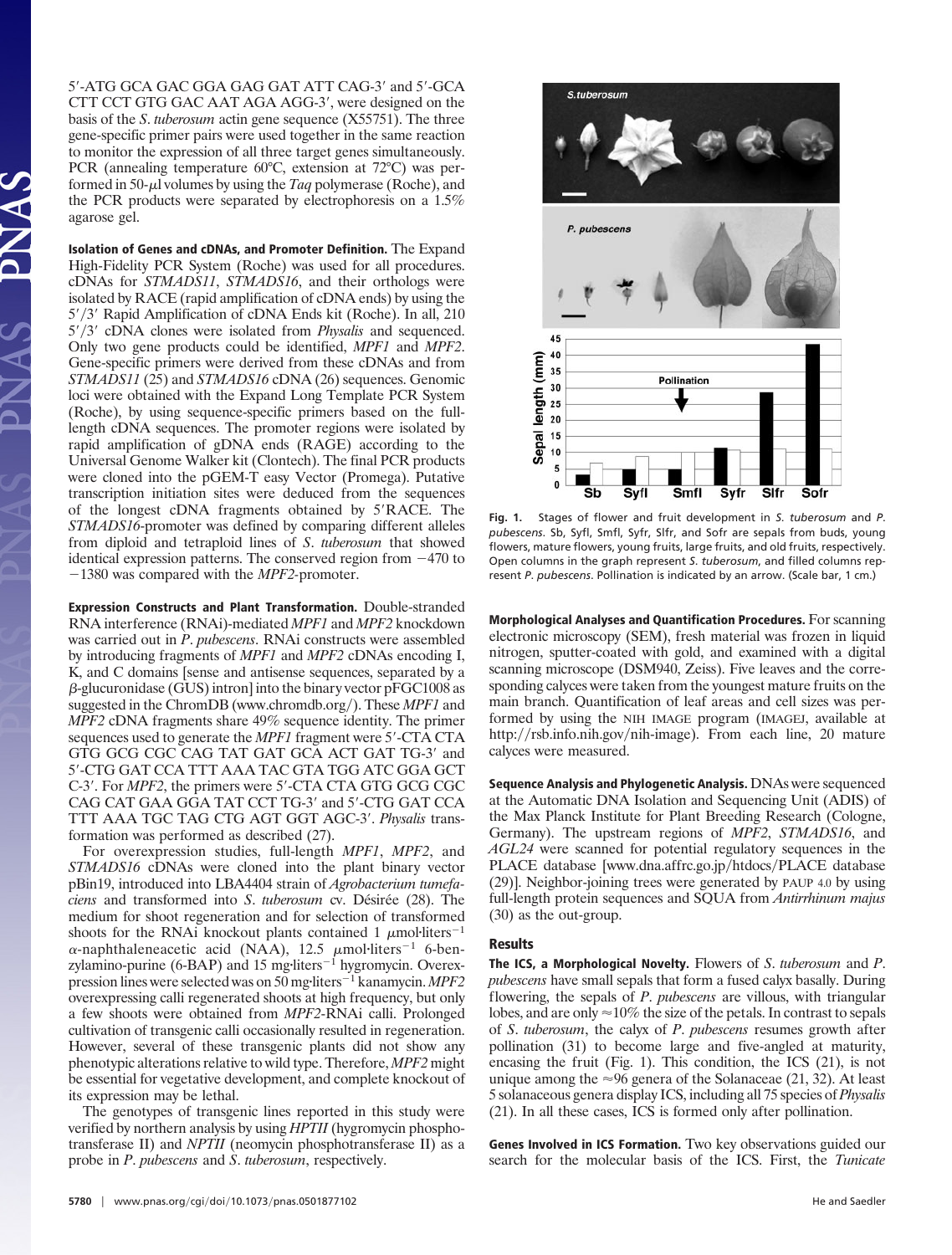5′-ATG GCA GAC GGA GAG GAT ATT CAG-3′ and 5′-GCA CTT CCT GTG GAC AAT AGA AGG-3′, were designed on the basis of the *S. tuberosum* actin gene sequence (X55751). The three gene-specific primer pairs were used together in the same reaction to monitor the expression of all three target genes simultaneously. PCR (annealing temperature 60°C, extension at 72°C) was performed in 50-μl volumes by using the *Taq* polymerase (Roche), and the PCR products were separated by electrophoresis on a 1.5% agarose gel.

**Isolation of Genes and cDNAs, and Promoter Definition.** The Expand High-Fidelity PCR System (Roche) was used for all procedures. cDNAs for *STMADS11*, *STMADS16*, and their orthologs were isolated by RACE (rapid amplification of cDNA ends) by using the 5′/3′ Rapid Amplification of cDNA Ends kit (Roche). In all, 210 5′/3′ cDNA clones were isolated from *Physalis* and sequenced. Only two gene products could be identified, *MPF1* and *MPF2*. Gene-specific primers were derived from these cDNAs and from *STMADS11* (25) and *STMADS16* cDNA (26) sequences. Genomic loci were obtained with the Expand Long Template PCR System (Roche), by using sequence-specific primers based on the full-length cDNA sequences. The promoter regions were isolated by rapid amplification of gDNA ends (RAGE) according to the Universal Genome Walker kit (Clontech). The final PCR products were cloned into the pGEM-T easy Vector (Promega). Putative transcription initiation sites were deduced from the sequences of the longest cDNA fragments obtained by 5′RACE. The *STMADS16*-promoter was defined by comparing different alleles from diploid and tetraploid lines of *S. tuberosum* that showed identical expression patterns. The conserved region from −470 to −1380 was compared with the *MPF2*-promoter.

**Expression Constructs and Plant Transformation.** Double-stranded RNA interference (RNAi)-mediated *MPF1* and *MPF2* knockdown was carried out in *P. pubescens*. RNAi constructs were assembled by introducing fragments of *MPF1* and *MPF2* cDNAs encoding I, K, and C domains [sense and antisense sequences, separated by a β-glucuronidase (GUS) intron] into the binary vector pFGC1008 as suggested in the ChromDB (www.chromdb.org/). These *MPF1* and *MPF2* cDNA fragments share 49% sequence identity. The primer sequences used to generate the *MPF1* fragment were 5′-CTA CTA GTG GCG CGC CAG TAT GAT GCA ACT GAT TG-3′ and 5′-CTG GAT CCA TTT AAA TAC GTA TGG ATC GGA GCT C-3′. For *MPF2*, the primers were 5′-CTA CTA GTG GCG CGC CAG CAT GAA GGA TAT CCT TG-3′ and 5′-CTG GAT CCA TTT AAA TGC TAG CTG AGT GGT AGC-3′. *Physalis* transformation was performed as described (27).

For overexpression studies, full-length *MPF1*, *MPF2*, and *STMADS16* cDNAs were cloned into the plant binary vector pBin19, introduced into LBA4404 strain of *Agrobacterium tumefaciens* and transformed into *S. tuberosum* cv. Désirée (28). The medium for shoot regeneration and for selection of transformed shoots for the RNAi knockout plants contained 1 μmol·liters$^{-1}$ α-naphthaleneacetic acid (NAA), 12.5 μmol·liters$^{-1}$ 6-benzylamino-purine (6-BAP) and 15 mg·liters$^{-1}$ hygromycin. Overexpression lines were selected was on 50 mg·liters$^{-1}$ kanamycin. *MPF2* overexpressing calli regenerated shoots at high frequency, but only a few shoots were obtained from *MPF2*-RNAi calli. Prolonged cultivation of transgenic calli occasionally resulted in regeneration. However, several of these transgenic plants did not show any phenotypic alterations relative to wild type. Therefore, *MPF2* might be essential for vegetative development, and complete knockout of its expression may be lethal.

The genotypes of transgenic lines reported in this study were verified by northern analysis by using *HPTII* (hygromycin phosphotransferase II) and *NPTII* (neomycin phosphotransferase II) as a probe in *P. pubescens* and *S. tuberosum*, respectively.

**Fig. 1.** Stages of flower and fruit development in *S. tuberosum* and *P. pubescens*. Sb, Syfl, Smfl, Syfr, Slfr, and Sofr are sepals from buds, young flowers, mature flowers, young fruits, large fruits, and old fruits, respectively. Open columns in the graph represent *S. tuberosum*, and filled columns represent *P. pubescens*. Pollination is indicated by an arrow. (Scale bar, 1 cm.)

**Morphological Analyses and Quantification Procedures.** For scanning electronic microscopy (SEM), fresh material was frozen in liquid nitrogen, sputter-coated with gold, and examined with a digital scanning microscope (DSM940, Zeiss). Five leaves and the corresponding calyces were taken from the youngest mature fruits on the main branch. Quantification of leaf areas and cell sizes was performed by using the NIH IMAGE program (IMAGEJ, available at http://rsb.info.nih.gov/nih-image). From each line, 20 mature calyces were measured.

**Sequence Analysis and Phylogenetic Analysis.** DNAs were sequenced at the Automatic DNA Isolation and Sequencing Unit (ADIS) of the Max Planck Institute for Plant Breeding Research (Cologne, Germany). The upstream regions of *MPF2*, *STMADS16*, and *AGL24* were scanned for potential regulatory sequences in the PLACE database [www.dna.affrc.go.jp/htdocs/PLACE database (29)]. Neighbor-joining trees were generated by PAUP 4.0 by using full-length protein sequences and SQUA from *Antirrhinum majus* (30) as the out-group.

## Results

**The ICS, a Morphological Novelty.** Flowers of *S. tuberosum* and *P. pubescens* have small sepals that form a fused calyx basally. During flowering, the sepals of *P. pubescens* are villous, with triangular lobes, and are only ≈10% the size of the petals. In contrast to sepals of *S. tuberosum*, the calyx of *P. pubescens* resumes growth after pollination (31) to become large and five-angled at maturity, encasing the fruit (Fig. 1). This condition, the ICS (21), is not unique among the ≈96 genera of the Solanaceae (21, 32). At least 5 solanaceous genera display ICS, including all 75 species of *Physalis* (21). In all these cases, ICS is formed only after pollination.

**Genes Involved in ICS Formation.** Two key observations guided our search for the molecular basis of the ICS. First, the *Tunicate*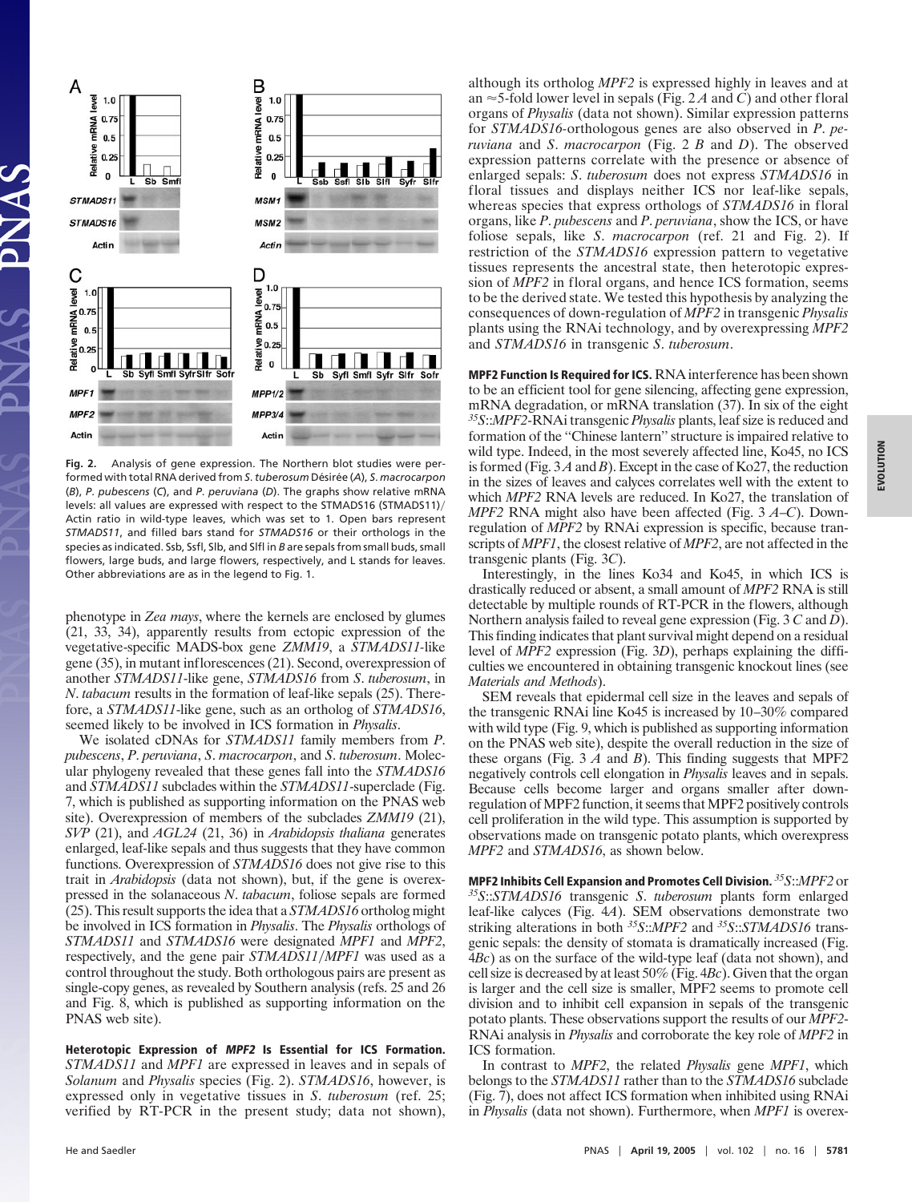Fig. 2. Analysis of gene expression. The Northern blot studies were performed with total RNA derived from *S. tuberosum* Désirée (*A*), *S. macrocarpon* (*B*), *P. pubescens* (*C*), and *P. peruviana* (*D*). The graphs show relative mRNA levels: all values are expressed with respect to the STMADS16 (STMADS11)/Actin ratio in wild-type leaves, which was set to 1. Open bars represent *STMADS11*, and filled bars stand for *STMADS16* or their orthologs in the species as indicated. Ssb, Ssfl, Slb, and Slfl in *B* are sepals from small buds, small flowers, large buds, and large flowers, respectively, and L stands for leaves. Other abbreviations are as in the legend to Fig. 1.

phenotype in *Zea mays*, where the kernels are enclosed by glumes (21, 33, 34), apparently results from ectopic expression of the vegetative-specific MADS-box gene *ZMM19*, a *STMADS11*-like gene (35), in mutant inflorescences (21). Second, overexpression of another *STMADS11*-like gene, *STMADS16* from *S. tuberosum*, in *N. tabacum* results in the formation of leaf-like sepals (25). Therefore, a *STMADS11*-like gene, such as an ortholog of *STMADS16*, seemed likely to be involved in ICS formation in *Physalis*.

We isolated cDNAs for *STMADS11* family members from *P. pubescens*, *P. peruviana*, *S. macrocarpon*, and *S. tuberosum*. Molecular phylogeny revealed that these genes fall into the *STMADS16* and *STMADS11* subclades within the *STMADS11*-superclade (Fig. 7, which is published as supporting information on the PNAS web site). Overexpression of members of the subclades *ZMM19* (21), *SVP* (21), and *AGL24* (21, 36) in *Arabidopsis thaliana* generates enlarged, leaf-like sepals and thus suggests that they have common functions. Overexpression of *STMADS16* does not give rise to this trait in *Arabidopsis* (data not shown), but, if the gene is overexpressed in the solanaceous *N. tabacum*, foliose sepals are formed (25). This result supports the idea that a *STMADS16* ortholog might be involved in ICS formation in *Physalis*. The *Physalis* orthologs of *STMADS11* and *STMADS16* were designated *MPF1* and *MPF2*, respectively, and the gene pair *STMADS11*/*MPF1* was used as a control throughout the study. Both orthologous pairs are present as single-copy genes, as revealed by Southern analysis (refs. 25 and 26 and Fig. 8, which is published as supporting information on the PNAS web site).

**Heterotopic Expression of *MPF2* Is Essential for ICS Formation.** *STMADS11* and *MPF1* are expressed in leaves and in sepals of *Solanum* and *Physalis* species (Fig. 2). *STMADS16*, however, is expressed only in vegetative tissues in *S. tuberosum* (ref. 25; verified by RT-PCR in the present study; data not shown), although its ortholog *MPF2* is expressed highly in leaves and at an ≈5-fold lower level in sepals (Fig. 2 *A* and *C*) and other floral organs of *Physalis* (data not shown). Similar expression patterns for *STMADS16*-orthologous genes are also observed in *P. peruviana* and *S. macrocarpon* (Fig. 2 *B* and *D*). The observed expression patterns correlate with the presence or absence of enlarged sepals: *S. tuberosum* does not express *STMADS16* in floral tissues and displays neither ICS nor leaf-like sepals, whereas species that express orthologs of *STMADS16* in floral organs, like *P. pubescens* and *P. peruviana*, show the ICS, or have foliose sepals, like *S. macrocarpon* (ref. 21 and Fig. 2). If restriction of the *STMADS16* expression pattern to vegetative tissues represents the ancestral state, then heterotopic expression of *MPF2* in floral organs, and hence ICS formation, seems to be the derived state. We tested this hypothesis by analyzing the consequences of down-regulation of *MPF2* in transgenic *Physalis* plants using the RNAi technology, and by overexpressing *MPF2* and *STMADS16* in transgenic *S. tuberosum*.

**MPF2 Function Is Required for ICS.** RNA interference has been shown to be an efficient tool for gene silencing, affecting gene expression, mRNA degradation, or mRNA translation (37). In six of the eight *35S*::*MPF2*-RNAi transgenic *Physalis* plants, leaf size is reduced and formation of the "Chinese lantern" structure is impaired relative to wild type. Indeed, in the most severely affected line, Ko45, no ICS is formed (Fig. 3 *A* and *B*). Except in the case of Ko27, the reduction in the sizes of leaves and calyces correlates well with the extent to which *MPF2* RNA levels are reduced. In Ko27, the translation of *MPF2* RNA might also have been affected (Fig. 3 *A*–*C*). Down-regulation of *MPF2* by RNAi expression is specific, because transcripts of *MPF1*, the closest relative of *MPF2*, are not affected in the transgenic plants (Fig. 3*C*).

Interestingly, in the lines Ko34 and Ko45, in which ICS is drastically reduced or absent, a small amount of *MPF2* RNA is still detectable by multiple rounds of RT-PCR in the flowers, although Northern analysis failed to reveal gene expression (Fig. 3 *C* and *D*). This finding indicates that plant survival might depend on a residual level of *MPF2* expression (Fig. 3*D*), perhaps explaining the difficulties we encountered in obtaining transgenic knockout lines (see *Materials and Methods*).

SEM reveals that epidermal cell size in the leaves and sepals of the transgenic RNAi line Ko45 is increased by 10–30% compared with wild type (Fig. 9, which is published as supporting information on the PNAS web site), despite the overall reduction in the size of these organs (Fig. 3 *A* and *B*). This finding suggests that MPF2 negatively controls cell elongation in *Physalis* leaves and in sepals. Because cells become larger and organs smaller after down-regulation of MPF2 function, it seems that MPF2 positively controls cell proliferation in the wild type. This assumption is supported by observations made on transgenic potato plants, which overexpress *MPF2* and *STMADS16*, as shown below.

**MPF2 Inhibits Cell Expansion and Promotes Cell Division.** *35S*::*MPF2* or *35S*::*STMADS16* transgenic *S. tuberosum* plants form enlarged leaf-like calyces (Fig. 4*A*). SEM observations demonstrate two striking alterations in both *35S*::*MPF2* and *35S*::*STMADS16* transgenic sepals: the density of stomata is dramatically increased (Fig. 4*Bc*) as on the surface of the wild-type leaf (data not shown), and cell size is decreased by at least 50% (Fig. 4*Bc*). Given that the organ is larger and the cell size is smaller, MPF2 seems to promote cell division and to inhibit cell expansion in sepals of the transgenic potato plants. These observations support the results of our *MPF2*-RNAi analysis in *Physalis* and corroborate the key role of *MPF2* in ICS formation.

In contrast to *MPF2*, the related *Physalis* gene *MPF1*, which belongs to the *STMADS11* rather than to the *STMADS16* subclade (Fig. 7), does not affect ICS formation when inhibited using RNAi in *Physalis* (data not shown). Furthermore, when *MPF1* is overex-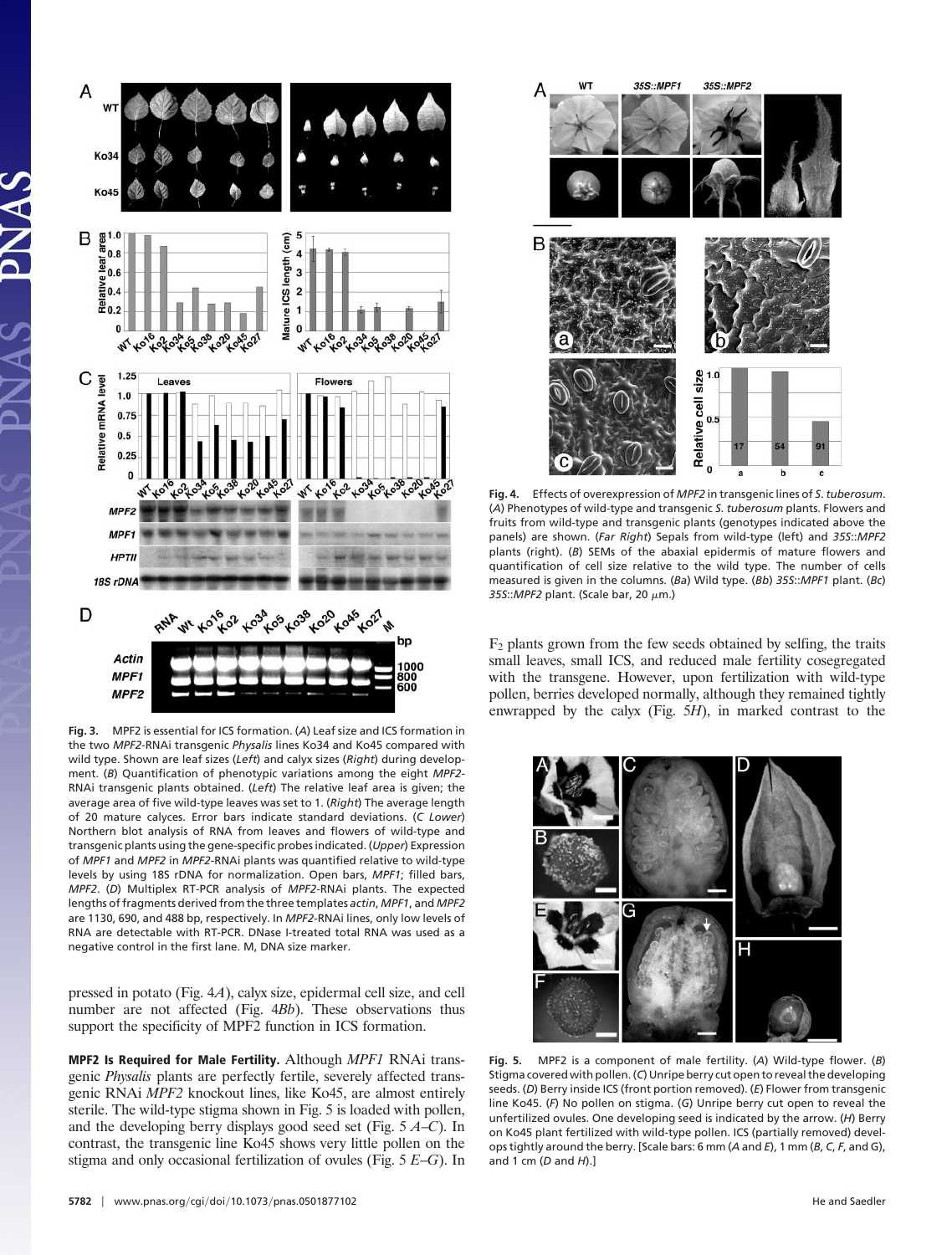**Fig. 3.** MPF2 is essential for ICS formation. (*A*) Leaf size and ICS formation in the two *MPF2*-RNAi transgenic *Physalis* lines Ko34 and Ko45 compared with wild type. Shown are leaf sizes (*Left*) and calyx sizes (*Right*) during development. (*B*) Quantification of phenotypic variations among the eight *MPF2*-RNAi transgenic plants obtained. (*Left*) The relative leaf area is given; the average area of five wild-type leaves was set to 1. (*Right*) The average length of 20 mature calyces. Error bars indicate standard deviations. (*C Lower*) Northern blot analysis of RNA from leaves and flowers of wild-type and transgenic plants using the gene-specific probes indicated. (*Upper*) Expression of *MPF1* and *MPF2* in *MPF2*-RNAi plants was quantified relative to wild-type levels by using 18S rDNA for normalization. Open bars, *MPF1*; filled bars, *MPF2*. (*D*) Multiplex RT-PCR analysis of *MPF2*-RNAi plants. The expected lengths of fragments derived from the three templates *actin*, *MPF1*, and *MPF2* are 1130, 690, and 488 bp, respectively. In *MPF2*-RNAi lines, only low levels of RNA are detectable with RT-PCR. DNase I-treated total RNA was used as a negative control in the first lane. M, DNA size marker.

pressed in potato (Fig. 4*A*), calyx size, epidermal cell size, and cell number are not affected (Fig. 4*Bb*). These observations thus support the specificity of MPF2 function in ICS formation.

**MPF2 Is Required for Male Fertility.** Although *MPF1* RNAi transgenic *Physalis* plants are perfectly fertile, severely affected transgenic RNAi *MPF2* knockout lines, like Ko45, are almost entirely sterile. The wild-type stigma shown in Fig. 5 is loaded with pollen, and the developing berry displays good seed set (Fig. 5 *A–C*). In contrast, the transgenic line Ko45 shows very little pollen on the stigma and only occasional fertilization of ovules (Fig. 5 *E–G*). In $F_2$ plants grown from the few seeds obtained by selfing, the traits small leaves, small ICS, and reduced male fertility cosegregated with the transgene. However, upon fertilization with wild-type pollen, berries developed normally, although they remained tightly enwrapped by the calyx (Fig. 5*H*), in marked contrast to the

**Fig. 4.** Effects of overexpression of *MPF2* in transgenic lines of *S. tuberosum*. (*A*) Phenotypes of wild-type and transgenic *S. tuberosum* plants. Flowers and fruits from wild-type and transgenic plants (genotypes indicated above the panels) are shown. (*Far Right*) Sepals from wild-type (left) and *35S*::*MPF2* plants (right). (*B*) SEMs of the abaxial epidermis of mature flowers and quantification of cell size relative to the wild type. The number of cells measured is given in the columns. (*Ba*) Wild type. (*Bb*) *35S*::*MPF1* plant. (*Bc*) *35S*::*MPF2* plant. (Scale bar, 20 μm.)

**Fig. 5.** MPF2 is a component of male fertility. (*A*) Wild-type flower. (*B*) Stigma covered with pollen. (*C*) Unripe berry cut open to reveal the developing seeds. (*D*) Berry inside ICS (front portion removed). (*E*) Flower from transgenic line Ko45. (*F*) No pollen on stigma. (*G*) Unripe berry cut open to reveal the unfertilized ovules. One developing seed is indicated by the arrow. (*H*) Berry on Ko45 plant fertilized with wild-type pollen. ICS (partially removed) develops tightly around the berry. [Scale bars: 6 mm (*A* and *E*), 1 mm (*B*, *C*, *F*, and G), and 1 cm (*D* and *H*).]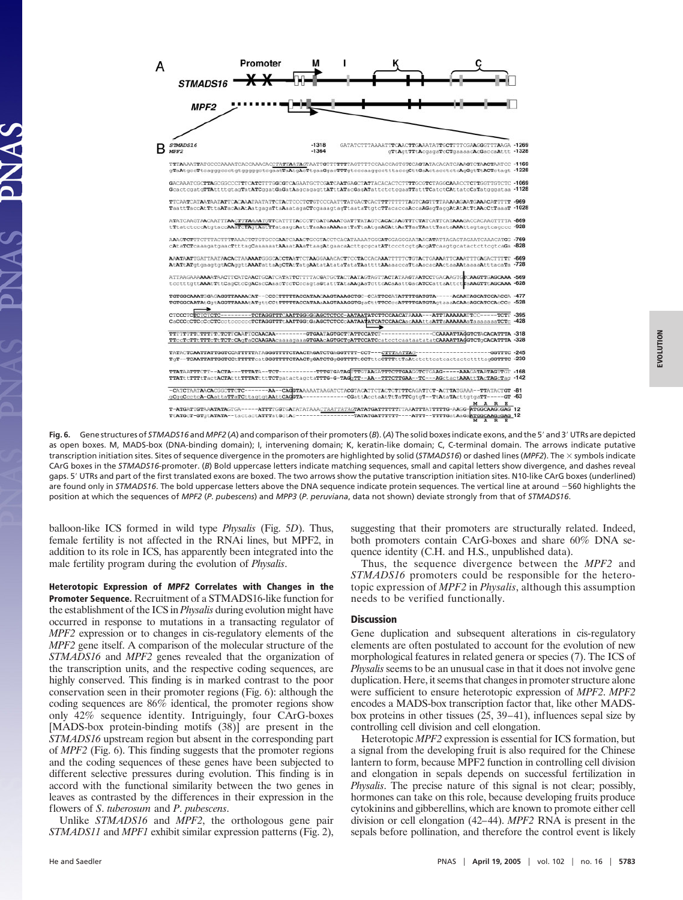**Fig. 6.** Gene structures of *STMADS16* and *MPF2* (*A*) and comparison of their promoters (*B*). (*A*) The solid boxes indicate exons, and the 5′ and 3′ UTRs are depicted as open boxes. M, MADS-box (DNA-binding domain); I, intervening domain; K, keratin-like domain; C, C-terminal domain. The arrows indicate putative transcription initiation sites. Sites of sequence divergence in the promoters are highlighted by solid (*STMADS16*) or dashed lines (*MPF2*). The × symbols indicate CArG boxes in the *STMADS16*-promoter. (*B*) Bold uppercase letters indicate matching sequences, small and capital letters show divergence, and dashes reveal gaps. 5′ UTRs and part of the first translated exons are boxed. The two arrows show the putative transcription initiation sites. N10-like CArG boxes (underlined) are found only in *STMADS16*. The bold uppercase letters above the DNA sequence indicate protein sequences. The vertical line at around −560 highlights the position at which the sequences of *MPF2* (*P. pubescens*) and *MPP3* (*P. peruviana*, data not shown) deviate strongly from that of *STMADS16*.

balloon-like ICS formed in wild type *Physalis* (Fig. 5*D*). Thus, female fertility is not affected in the RNAi lines, but MPF2, in addition to its role in ICS, has apparently been integrated into the male fertility program during the evolution of *Physalis*.

**Heterotopic Expression of *MPF2* Correlates with Changes in the Promoter Sequence.** Recruitment of a STMADS16-like function for the establishment of the ICS in *Physalis* during evolution might have occurred in response to mutations in a transacting regulator of *MPF2* expression or to changes in cis-regulatory elements of the *MPF2* gene itself. A comparison of the molecular structure of the *STMADS16* and *MPF2* genes revealed that the organization of the transcription units, and the respective coding sequences, are highly conserved. This finding is in marked contrast to the poor conservation seen in their promoter regions (Fig. 6): although the coding sequences are 86% identical, the promoter regions show only 42% sequence identity. Intriguingly, four CArG-boxes [MADS-box protein-binding motifs (38)] are present in the *STMADS16* upstream region but absent in the corresponding part of *MPF2* (Fig. 6). This finding suggests that the promoter regions and the coding sequences of these genes have been subjected to different selective pressures during evolution. This finding is in accord with the functional similarity between the two genes in leaves as contrasted by the differences in their expression in the flowers of *S. tuberosum* and *P. pubescens*.

Unlike *STMADS16* and *MPF2*, the orthologous gene pair *STMADS11* and *MPF1* exhibit similar expression patterns (Fig. 2), suggesting that their promoters are structurally related. Indeed, both promoters contain CArG-boxes and share 60% DNA sequence identity (C.H. and H.S., unpublished data).

Thus, the sequence divergence between the *MPF2* and *STMADS16* promoters could be responsible for the heterotopic expression of *MPF2* in *Physalis*, although this assumption needs to be verified functionally.

## Discussion

Gene duplication and subsequent alterations in cis-regulatory elements are often postulated to account for the evolution of new morphological features in related genera or species (7). The ICS of *Physalis* seems to be an unusual case in that it does not involve gene duplication. Here, it seems that changes in promoter structure alone were sufficient to ensure heterotopic expression of *MPF2*. *MPF2* encodes a MADS-box transcription factor that, like other MADS-box proteins in other tissues (25, 39–41), influences sepal size by controlling cell division and cell elongation.

Heterotopic *MPF2* expression is essential for ICS formation, but a signal from the developing fruit is also required for the Chinese lantern to form, because MPF2 function in controlling cell division and elongation in sepals depends on successful fertilization in *Physalis*. The precise nature of this signal is not clear; possibly, hormones can take on this role, because developing fruits produce cytokinins and gibberellins, which are known to promote either cell division or cell elongation (42–44). *MPF2* RNA is present in the sepals before pollination, and therefore the control event is likely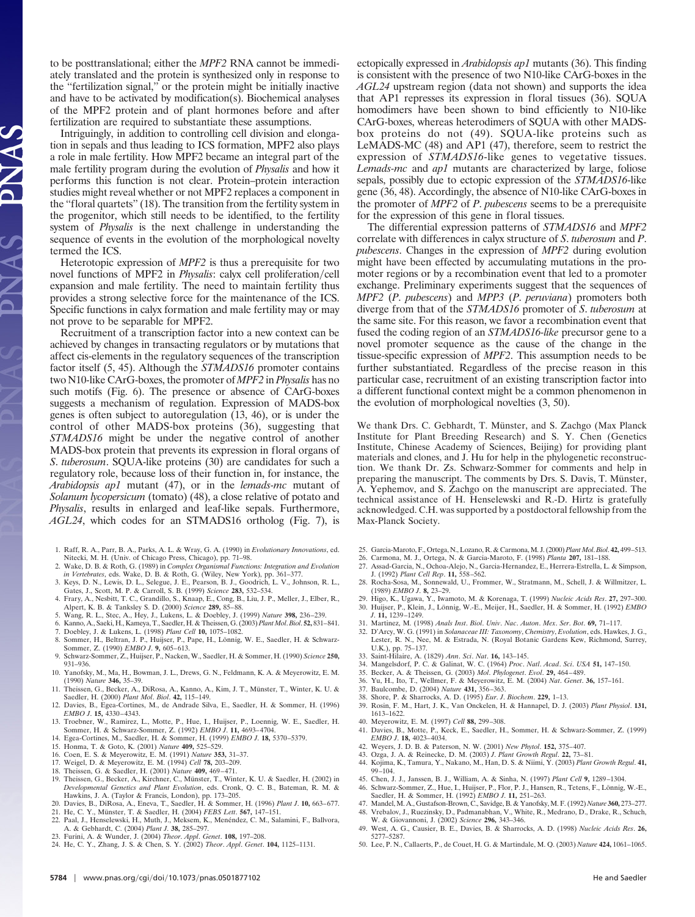to be posttranslational; either the *MPF2* RNA cannot be immediately translated and the protein is synthesized only in response to the "fertilization signal," or the protein might be initially inactive and have to be activated by modification(s). Biochemical analyses of the MPF2 protein and of plant hormones before and after fertilization are required to substantiate these assumptions.

Intriguingly, in addition to controlling cell division and elongation in sepals and thus leading to ICS formation, MPF2 also plays a role in male fertility. How MPF2 became an integral part of the male fertility program during the evolution of *Physalis* and how it performs this function is not clear. Protein–protein interaction studies might reveal whether or not MPF2 replaces a component in the "floral quartets" (18). The transition from the fertility system in the progenitor, which still needs to be identified, to the fertility system of *Physalis* is the next challenge in understanding the sequence of events in the evolution of the morphological novelty termed the ICS.

Heterotopic expression of *MPF2* is thus a prerequisite for two novel functions of MPF2 in *Physalis*: calyx cell proliferation/cell expansion and male fertility. The need to maintain fertility thus provides a strong selective force for the maintenance of the ICS. Specific functions in calyx formation and male fertility may or may not prove to be separable for MPF2.

Recruitment of a transcription factor into a new context can be achieved by changes in transacting regulators or by mutations that affect cis-elements in the regulatory sequences of the transcription factor itself (5, 45). Although the *STMADS16* promoter contains two N10-like CArG-boxes, the promoter of *MPF2* in *Physalis* has no such motifs (Fig. 6). The presence or absence of CArG-boxes suggests a mechanism of regulation. Expression of MADS-box genes is often subject to autoregulation (13, 46), or is under the control of other MADS-box proteins (36), suggesting that *STMADS16* might be under the negative control of another MADS-box protein that prevents its expression in floral organs of *S. tuberosum*. SQUA-like proteins (30) are candidates for such a regulatory role, because loss of their function in, for instance, the *Arabidopsis ap1* mutant (47), or in the *lemads-mc* mutant of *Solanum lycopersicum* (tomato) (48), a close relative of potato and *Physalis*, results in enlarged and leaf-like sepals. Furthermore, *AGL24*, which codes for an STMADS16 ortholog (Fig. 7), is ectopically expressed in *Arabidopsis ap1* mutants (36). This finding is consistent with the presence of two N10-like CArG-boxes in the *AGL24* upstream region (data not shown) and supports the idea that AP1 represses its expression in floral tissues (36). SQUA homodimers have been shown to bind efficiently to N10-like CArG-boxes, whereas heterodimers of SQUA with other MADS-box proteins do not (49). SQUA-like proteins such as LeMADS-MC (48) and AP1 (47), therefore, seem to restrict the expression of *STMADS16*-like genes to vegetative tissues. *Lemads-mc* and *ap1* mutants are characterized by large, foliose sepals, possibly due to ectopic expression of the *STMADS16*-like gene (36, 48). Accordingly, the absence of N10-like CArG-boxes in the promoter of *MPF2* of *P. pubescens* seems to be a prerequisite for the expression of this gene in floral tissues.

The differential expression patterns of *STMADS16* and *MPF2* correlate with differences in calyx structure of *S. tuberosum* and *P. pubescens*. Changes in the expression of *MPF2* during evolution might have been effected by accumulating mutations in the promoter regions or by a recombination event that led to a promoter exchange. Preliminary experiments suggest that the sequences of *MPF2* (*P. pubescens*) and *MPP3* (*P. peruviana*) promoters both diverge from that of the *STMADS16* promoter of *S. tuberosum* at the same site. For this reason, we favor a recombination event that fused the coding region of an *STMADS16-like* precursor gene to a novel promoter sequence as the cause of the change in the tissue-specific expression of *MPF2*. This assumption needs to be further substantiated. Regardless of the precise reason in this particular case, recruitment of an existing transcription factor into a different functional context might be a common phenomenon in the evolution of morphological novelties (3, 50).

We thank Drs. C. Gebhardt, T. Münster, and S. Zachgo (Max Planck Institute for Plant Breeding Research) and S. Y. Chen (Genetics Institute, Chinese Academy of Sciences, Beijing) for providing plant materials and clones, and J. Hu for help in the phylogenetic reconstruction. We thank Dr. Zs. Schwarz-Sommer for comments and help in preparing the manuscript. The comments by Drs. S. Davis, T. Münster, A. Yephemov, and S. Zachgo on the manuscript are appreciated. The technical assistance of H. Henselewski and R.-D. Hirtz is gratefully acknowledged. C.H. was supported by a postdoctoral fellowship from the Max-Planck Society.

1. Raff, R. A., Parr, B. A., Parks, A. L. & Wray, G. A. (1990) in *Evolutionary Innovations*, ed. Nitecki, M. H. (Univ. of Chicago Press, Chicago), pp. 71–98.
2. Wake, D. B. & Roth, G. (1989) in *Complex Organismal Functions: Integration and Evolution in Vertebrates*, eds. Wake, D. B. & Roth, G. (Wiley, New York), pp. 361–377.
3. Keys, D. N., Lewis, D. L., Selegue, J. E., Pearson, B. J., Goodrich, L. V., Johnson, R. L., Gates, J., Scott, M. P. & Carroll, S. B. (1999) *Science* **283,** 532–534.
4. Frary, A., Nesbitt, T. C., Grandillo, S., Knaap, E., Cong, B., Liu, J. P., Meller, J., Elber, R., Alpert, K. B. & Tanksley S. D. (2000) *Science* **289,** 85–88.
5. Wang, R. L., Stec, A., Hey, J., Lukens, L. & Doebley, J. (1999) *Nature* **398,** 236–239.
6. Kanno, A., Saeki, H., Kameya, T., Saedler, H. & Theissen, G. (2003) *Plant Mol. Biol.* **52,** 831–841.
7. Doebley, J. & Lukens, L. (1998) *Plant Cell* **10,** 1075–1082.
8. Sommer, H., Beltran, J. P., Huijser, P., Pape, H., Lönnig, W. E., Saedler, H. & Schwarz-Sommer, Z. (1990) *EMBO J.* **9,** 605–613.
9. Schwarz-Sommer, Z., Huijser, P., Nacken, W., Saedler, H. & Sommer, H. (1990) *Science* **250,** 931–936.
10. Yanofsky, M., Ma, H., Bowman, J. L., Drews, G. N., Feldmann, K. A. & Meyerowitz, E. M. (1990) *Nature* **346,** 35–39.
11. Theissen, G., Becker, A., DiRosa, A., Kanno, A., Kim, J. T., Münster, T., Winter, K. U. & Saedler, H. (2000) *Plant Mol. Biol.* **42,** 115–149.
12. Davies, B., Egea-Cortines, M., de Andrade Silva, E., Saedler, H. & Sommer, H. (1996) *EMBO J.* **15,** 4330–4343.
13. Troebner, W., Ramirez, L., Motte, P., Hue, I., Huijser, P., Loennig, W. E., Saedler, H. Sommer, H. & Schwarz-Sommer, Z. (1992) *EMBO J.* **11,** 4693–4704.
14. Egea-Cortines, M., Saedler, H. & Sommer, H. (1999) *EMBO J.* **18,** 5370–5379.
15. Honma, T. & Goto, K. (2001) *Nature* **409,** 525–529.
16. Coen, E. S. & Meyerowitz, E. M. (1991) *Nature* **353,** 31–37.
17. Weigel, D. & Meyerowitz, E. M. (1994) *Cell* **78,** 203–209.
18. Theissen, G. & Saedler, H. (2001) *Nature* **409,** 469–471.
19. Theissen, G., Becker, A., Kirchner, C., Münster, T., Winter, K. U. & Saedler, H. (2002) in *Developmental Genetics and Plant Evolution*, eds. Cronk, Q. C. B., Bateman, R. M. & Hawkins, J. A. (Taylor & Francis, London), pp. 173–205.
20. Davies, B., DiRosa, A., Eneva, T., Saedler, H. & Sommer, H. (1996) *Plant J.* **10,** 663–677.
21. He, C. Y., Münster, T. & Saedler, H. (2004) *FEBS Lett.* **567,** 147–151.
22. Paal, J., Henselewski, H., Muth, J., Meksem, K., Menéndez, C. M., Salamini, F., Ballvora, A. & Gebhardt, C. (2004) *Plant J.* **38,** 285–297.
23. Furini, A. & Wunder, J. (2004) *Theor. Appl. Genet.* **108,** 197–208.
24. He, C. Y., Zhang, J. S. & Chen, S. Y. (2002) *Theor. Appl. Genet.* **104,** 1125–1131.
25. Garcia-Maroto, F., Ortega, N., Lozano, R. & Carmona, M. J. (2000) *Plant Mol. Biol.* **42,** 499–513.
26. Carmona, M. J., Ortega, N. & Garcia-Maroto, F. (1998) *Planta* **207,** 181–188.
27. Assad-Garcia, N., Ochoa-Alejo, N., Garcia-Hernandez, E., Herrera-Estrella, L. & Simpson, J. (1992) *Plant Cell Rep.* **11,** 558–562.
28. Rocha-Sosa, M., Sonnewald, U., Frommer, W., Stratmann, M., Schell, J. & Willmitzer, L. (1989) *EMBO J.* **8,** 23–29.
29. Higo, K., Ugawa, Y., Iwamoto, M. & Korenaga, T. (1999) *Nucleic Acids Res.* **27,** 297–300.
30. Huijser, P., Klein, J., Lönnig, W.-E., Meijer, H., Saedler, H. & Sommer, H. (1992) *EMBO J.* **11,** 1239–1249.
31. Martinez, M. (1998) *Anals Inst. Biol. Univ. Nac. Auton. Mex. Ser. Bot.* **69,** 71–117.
32. D'Arcy, W. G. (1991) in *Solanaceae III: Taxonomy, Chemistry, Evolution*, eds. Hawkes, J. G., Lester, R. N., Nee, M. & Estrada, N. (Royal Botanic Gardens Kew, Richmond, Surrey, U.K.), pp. 75–137.
33. Saint-Hilaire, A. (1829) *Ann. Sci. Nat.* **16,** 143–145.
34. Mangelsdorf, P. C. & Galinat, W. C. (1964) *Proc. Natl. Acad. Sci. USA* **51,** 147–150.
35. Becker, A. & Theissen, G. (2003) *Mol. Phylogenet. Evol.* **29,** 464–489.
36. Yu, H., Ito, T., Wellmer, F. & Meyerowitz, E. M. (2004) *Nat. Genet.* **36,** 157–161.
37. Baulcombe, D. (2004) *Nature* **431,** 356–363.
38. Shore, P. & Sharrocks, A. D. (1995) *Eur. J. Biochem.* **229,** 1–13.
39. Rosin, F. M., Hart, J. K., Van Onckelen, H. & Hannapel, D. J. (2003) *Plant Physiol.* **131,** 1613–1622.
40. Meyerowitz, E. M. (1997) *Cell* **88,** 299–308.
41. Davies, B., Motte, P., Keck, E., Saedler, H., Sommer, H. & Schwarz-Sommer, Z. (1999) *EMBO J.* **18,** 4023–4034.
42. Weyers, J. D. B. & Paterson, N. W. (2001) *New Phytol.* **152,** 375–407.
43. Ozga, J. A. & Reinecke, D. M. (2003) *J. Plant Growth Regul.* **22,** 73–81.
44. Kojima, K., Tamura, Y., Nakano, M., Han, D. S. & Niimi, Y. (2003) *Plant Growth Regul.* **41,** 99–104.
45. Chen, J. J., Janssen, B. J., William, A. & Sinha, N. (1997) *Plant Cell* **9,** 1289–1304.
46. Schwarz-Sommer, Z., Hue, I., Huijser, P., Flor, P. J., Hansen, R., Tetens, F., Lönnig, W.-E., Saedler, H. & Sommer, H. (1992) *EMBO J.* **11,** 251–263.
47. Mandel, M. A., Gustafson-Brown, C., Savidge, B. & Yanofsky, M. F. (1992) *Nature* **360,** 273–277.
48. Vrebalov, J., Ruezinsky, D., Padmanabhan, V., White, R., Medrano, D., Drake, R., Schuch, W. & Giovannoni, J. (2002) *Science* **296,** 343–346.
49. West, A. G., Causier, B. E., Davies, B. & Sharrocks, A. D. (1998) *Nucleic Acids Res.* **26,** 5277–5287.
50. Lee, P. N., Callaerts, P., de Couet, H. G. & Martindale, M. Q. (2003) *Nature* **424,** 1061–1065.